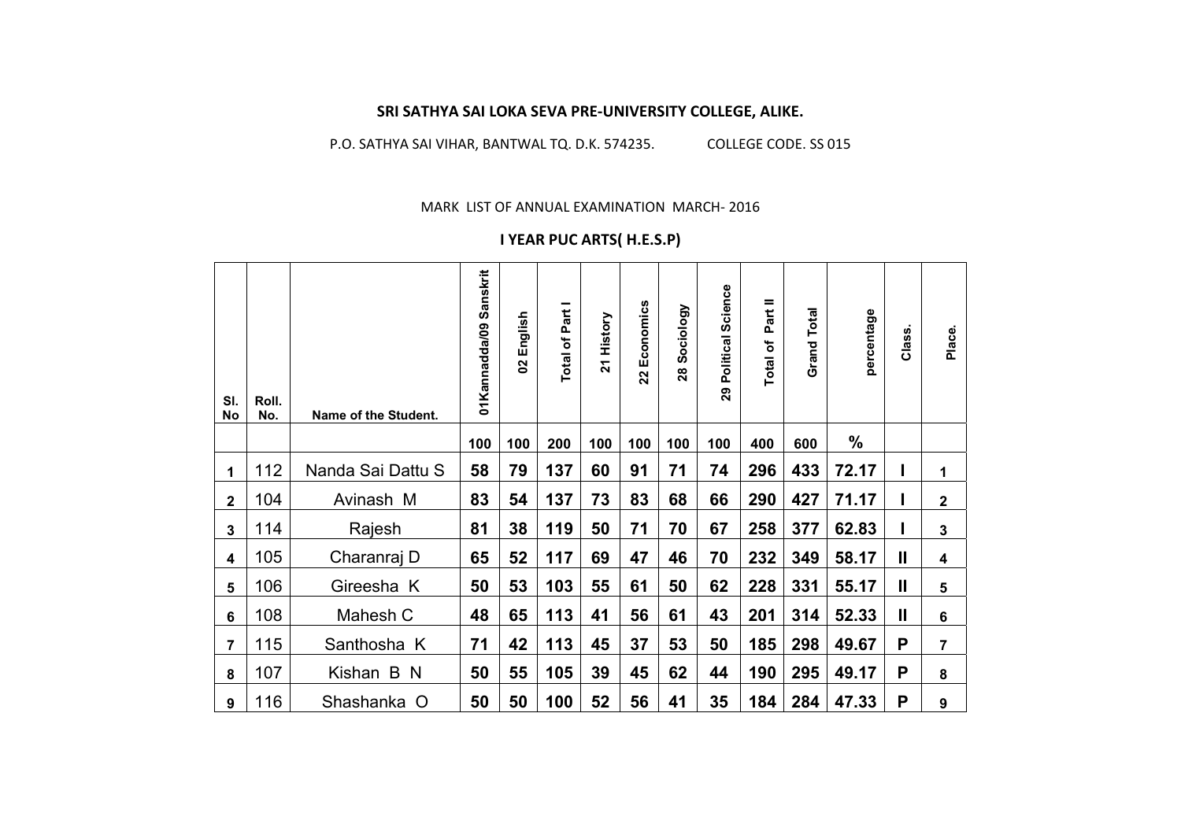**SRI SATHYA SAI LOKA SEVA PRE-UNIVERSITY COLLEGE, ALIKE.**

P.O. SATHYA SAI VIHAR, BANTWAL TQ. D.K. 574235. COLLEGE CODE. SS 015

MARK LIST OF ANNUAL EXAMINATION MARCH- 2016

**I YEAR PUC ARTS( H.E.S.P)**

| Sl. No | Roll. No. | Name of the Student. | 01Kannadda/09 Sanskrit | 02 English | Total of Part I | 21 History | 22 Economics | 28 Sociology | 29 Political Science | Total of Part II | Grand Total | percentage | Class. | Place. |
|---|---|---|---|---|---|---|---|---|---|---|---|---|---|---|
| | | | 100 | 100 | 200 | 100 | 100 | 100 | 100 | 400 | 600 | % | | |
| 1 | 112 | Nanda Sai Dattu S | 58 | 79 | 137 | 60 | 91 | 71 | 74 | 296 | 433 | 72.17 | I | 1 |
| 2 | 104 | Avinash M | 83 | 54 | 137 | 73 | 83 | 68 | 66 | 290 | 427 | 71.17 | I | 2 |
| 3 | 114 | Rajesh | 81 | 38 | 119 | 50 | 71 | 70 | 67 | 258 | 377 | 62.83 | I | 3 |
| 4 | 105 | Charanraj D | 65 | 52 | 117 | 69 | 47 | 46 | 70 | 232 | 349 | 58.17 | II | 4 |
| 5 | 106 | Gireesha K | 50 | 53 | 103 | 55 | 61 | 50 | 62 | 228 | 331 | 55.17 | II | 5 |
| 6 | 108 | Mahesh C | 48 | 65 | 113 | 41 | 56 | 61 | 43 | 201 | 314 | 52.33 | II | 6 |
| 7 | 115 | Santhosha K | 71 | 42 | 113 | 45 | 37 | 53 | 50 | 185 | 298 | 49.67 | P | 7 |
| 8 | 107 | Kishan B N | 50 | 55 | 105 | 39 | 45 | 62 | 44 | 190 | 295 | 49.17 | P | 8 |
| 9 | 116 | Shashanka O | 50 | 50 | 100 | 52 | 56 | 41 | 35 | 184 | 284 | 47.33 | P | 9 |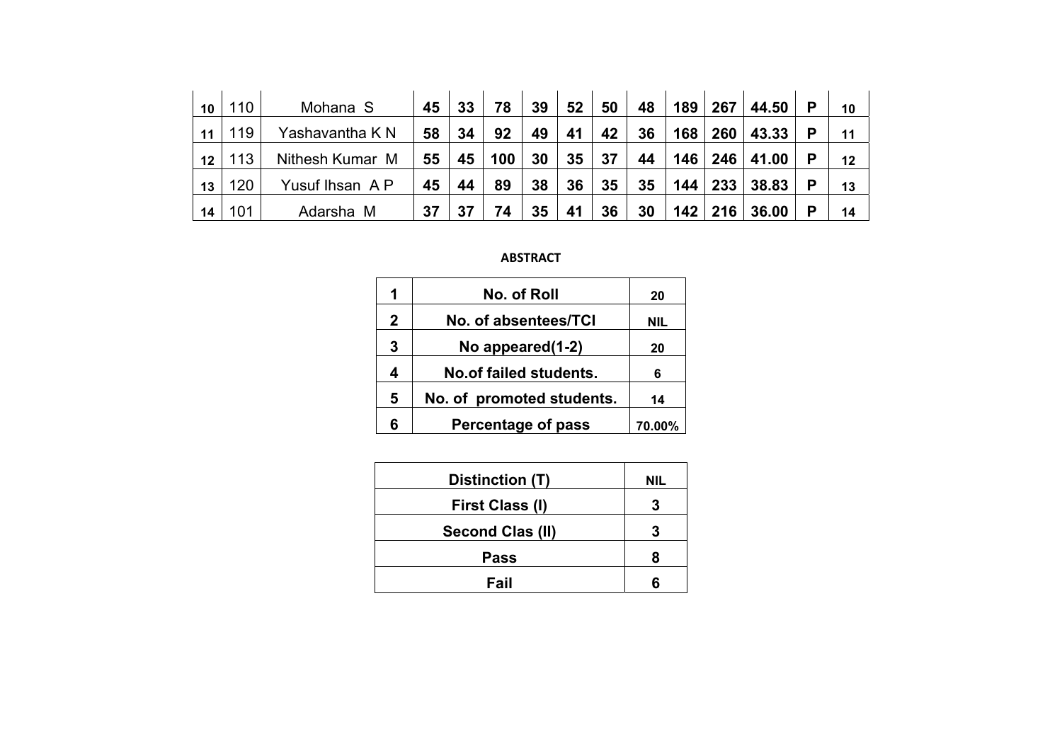| | | | | | | | | | | | | | | |
|---|---|---|---|---|---|---|---|---|---|---|---|---|---|---|
| 10 | 110 | Mohana S | 45 | 33 | 78 | 39 | 52 | 50 | 48 | 189 | 267 | 44.50 | P | 10 |
| 11 | 119 | Yashavantha K N | 58 | 34 | 92 | 49 | 41 | 42 | 36 | 168 | 260 | 43.33 | P | 11 |
| 12 | 113 | Nithesh Kumar M | 55 | 45 | 100 | 30 | 35 | 37 | 44 | 146 | 246 | 41.00 | P | 12 |
| 13 | 120 | Yusuf Ihsan A P | 45 | 44 | 89 | 38 | 36 | 35 | 35 | 144 | 233 | 38.83 | P | 13 |
| 14 | 101 | Adarsha M | 37 | 37 | 74 | 35 | 41 | 36 | 30 | 142 | 216 | 36.00 | P | 14 |

**ABSTRACT**

| | | |
|---|---|---|
| 1 | No. of Roll | 20 |
| 2 | No. of absentees/TCI | NIL |
| 3 | No appeared(1-2) | 20 |
| 4 | No.of failed students. | 6 |
| 5 | No. of promoted students. | 14 |
| 6 | Percentage of pass | 70.00% |

| | |
|---|---|
| Distinction (T) | NIL |
| First Class (I) | 3 |
| Second Clas (II) | 3 |
| Pass | 8 |
| Fail | 6 |